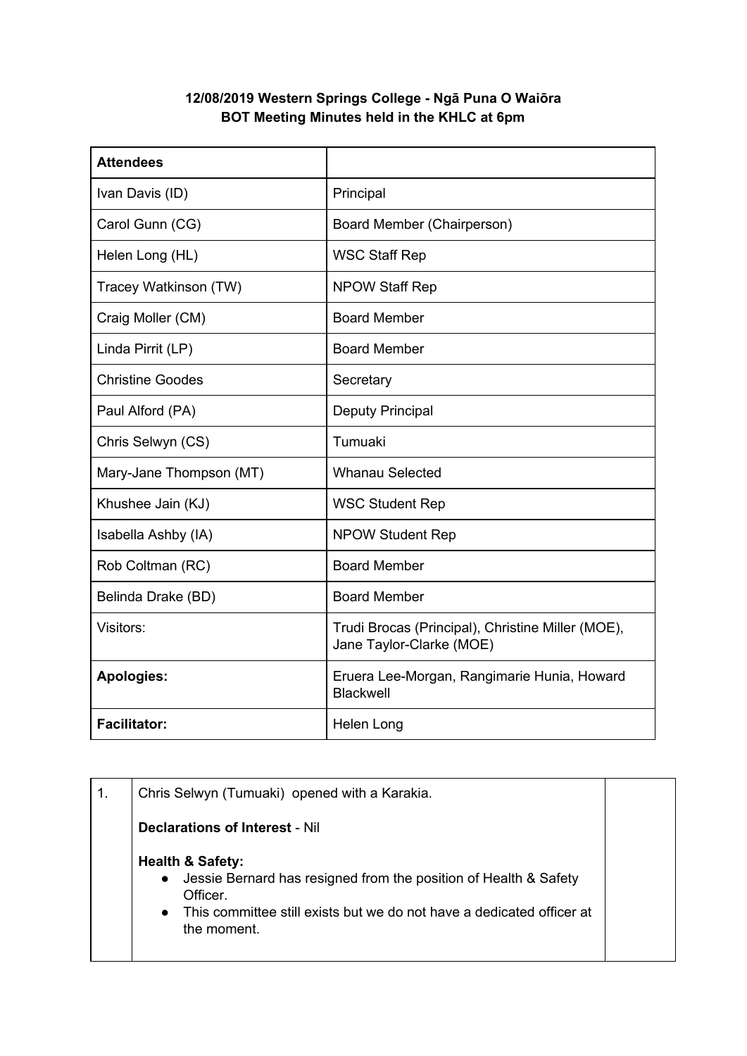**12/08/2019 Western Springs College - Ngā Puna O Waiōra**
**BOT Meeting Minutes held in the KHLC at 6pm**

| **Attendees** | |
|---|---|
| Ivan Davis (ID) | Principal |
| Carol Gunn (CG) | Board Member (Chairperson) |
| Helen Long (HL) | WSC Staff Rep |
| Tracey Watkinson (TW) | NPOW Staff Rep |
| Craig Moller (CM) | Board Member |
| Linda Pirrit (LP) | Board Member |
| Christine Goodes | Secretary |
| Paul Alford (PA) | Deputy Principal |
| Chris Selwyn (CS) | Tumuaki |
| Mary-Jane Thompson (MT) | Whanau Selected |
| Khushee Jain (KJ) | WSC Student Rep |
| Isabella Ashby (IA) | NPOW Student Rep |
| Rob Coltman (RC) | Board Member |
| Belinda Drake (BD) | Board Member |
| Visitors: | Trudi Brocas (Principal), Christine Miller (MOE), Jane Taylor-Clarke (MOE) |
| **Apologies:** | Eruera Lee-Morgan, Rangimarie Hunia, Howard Blackwell |
| **Facilitator:** | Helen Long |

| 1. | Chris Selwyn (Tumuaki) opened with a Karakia.<br><br>**Declarations of Interest** - Nil<br><br>**Health & Safety:**<br>• Jessie Bernard has resigned from the position of Health & Safety Officer.<br>• This committee still exists but we do not have a dedicated officer at the moment. | |
|---|---|---|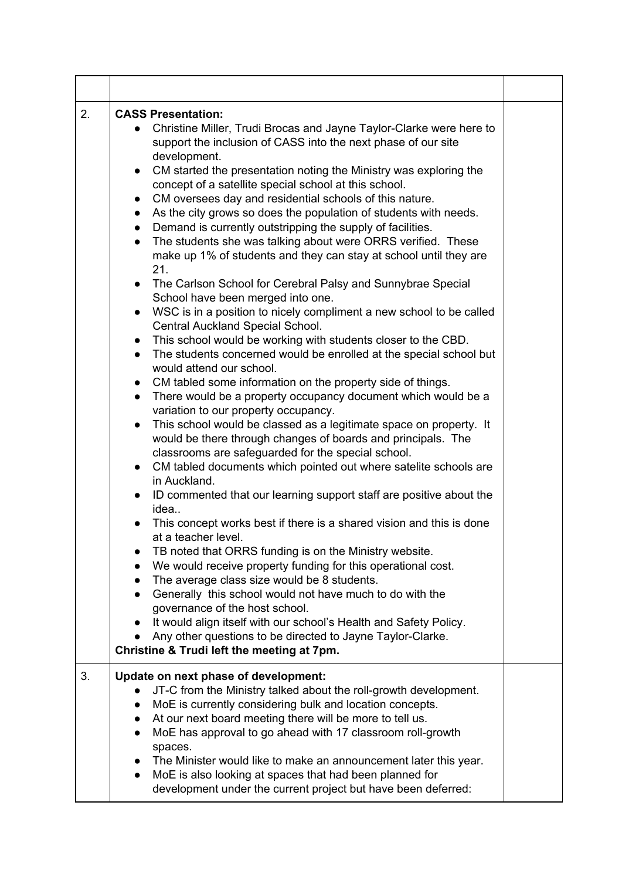|  |  |  |
|---|---|---|
| 2. | **CASS Presentation:**<br>• Christine Miller, Trudi Brocas and Jayne Taylor-Clarke were here to support the inclusion of CASS into the next phase of our site development.<br>• CM started the presentation noting the Ministry was exploring the concept of a satellite special school at this school.<br>• CM oversees day and residential schools of this nature.<br>• As the city grows so does the population of students with needs.<br>• Demand is currently outstripping the supply of facilities.<br>• The students she was talking about were ORRS verified. These make up 1% of students and they can stay at school until they are 21.<br>• The Carlson School for Cerebral Palsy and Sunnybrae Special School have been merged into one.<br>• WSC is in a position to nicely compliment a new school to be called Central Auckland Special School.<br>• This school would be working with students closer to the CBD.<br>• The students concerned would be enrolled at the special school but would attend our school.<br>• CM tabled some information on the property side of things.<br>• There would be a property occupancy document which would be a variation to our property occupancy.<br>• This school would be classed as a legitimate space on property. It would be there through changes of boards and principals. The classrooms are safeguarded for the special school.<br>• CM tabled documents which pointed out where satelite schools are in Auckland.<br>• ID commented that our learning support staff are positive about the idea..<br>• This concept works best if there is a shared vision and this is done at a teacher level.<br>• TB noted that ORRS funding is on the Ministry website.<br>• We would receive property funding for this operational cost.<br>• The average class size would be 8 students.<br>• Generally this school would not have much to do with the governance of the host school.<br>• It would align itself with our school's Health and Safety Policy.<br>• Any other questions to be directed to Jayne Taylor-Clarke.<br>**Christine & Trudi left the meeting at 7pm.** |  |
| 3. | **Update on next phase of development:**<br>• JT-C from the Ministry talked about the roll-growth development.<br>• MoE is currently considering bulk and location concepts.<br>• At our next board meeting there will be more to tell us.<br>• MoE has approval to go ahead with 17 classroom roll-growth spaces.<br>• The Minister would like to make an announcement later this year.<br>• MoE is also looking at spaces that had been planned for development under the current project but have been deferred: |  |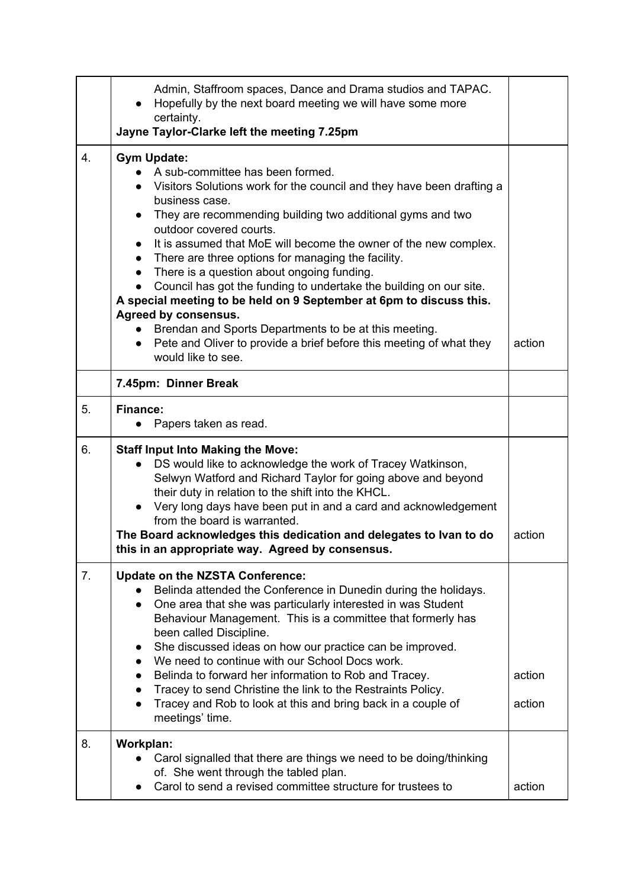| | | |
|---|---|---|
| | • Admin, Staffroom spaces, Dance and Drama studios and TAPAC.<br>• Hopefully by the next board meeting we will have some more certainty.<br>**Jayne Taylor-Clarke left the meeting 7.25pm** | |
| 4. | **Gym Update:**<br>• A sub-committee has been formed.<br>• Visitors Solutions work for the council and they have been drafting a business case.<br>• They are recommending building two additional gyms and two outdoor covered courts.<br>• It is assumed that MoE will become the owner of the new complex.<br>• There are three options for managing the facility.<br>• There is a question about ongoing funding.<br>• Council has got the funding to undertake the building on our site.<br>**A special meeting to be held on 9 September at 6pm to discuss this. Agreed by consensus.**<br>• Brendan and Sports Departments to be at this meeting.<br>• Pete and Oliver to provide a brief before this meeting of what they would like to see. | action |
| | **7.45pm: Dinner Break** | |
| 5. | **Finance:**<br>• Papers taken as read. | |
| 6. | **Staff Input Into Making the Move:**<br>• DS would like to acknowledge the work of Tracey Watkinson, Selwyn Watford and Richard Taylor for going above and beyond their duty in relation to the shift into the KHCL.<br>• Very long days have been put in and a card and acknowledgement from the board is warranted.<br>**The Board acknowledges this dedication and delegates to Ivan to do this in an appropriate way. Agreed by consensus.** | action |
| 7. | **Update on the NZSTA Conference:**<br>• Belinda attended the Conference in Dunedin during the holidays.<br>• One area that she was particularly interested in was Student Behaviour Management. This is a committee that formerly has been called Discipline.<br>• She discussed ideas on how our practice can be improved.<br>• We need to continue with our School Docs work.<br>• Belinda to forward her information to Rob and Tracey.<br>• Tracey to send Christine the link to the Restraints Policy.<br>• Tracey and Rob to look at this and bring back in a couple of meetings' time. | action<br><br>action |
| 8. | **Workplan:**<br>• Carol signalled that there are things we need to be doing/thinking of. She went through the tabled plan.<br>• Carol to send a revised committee structure for trustees to | action |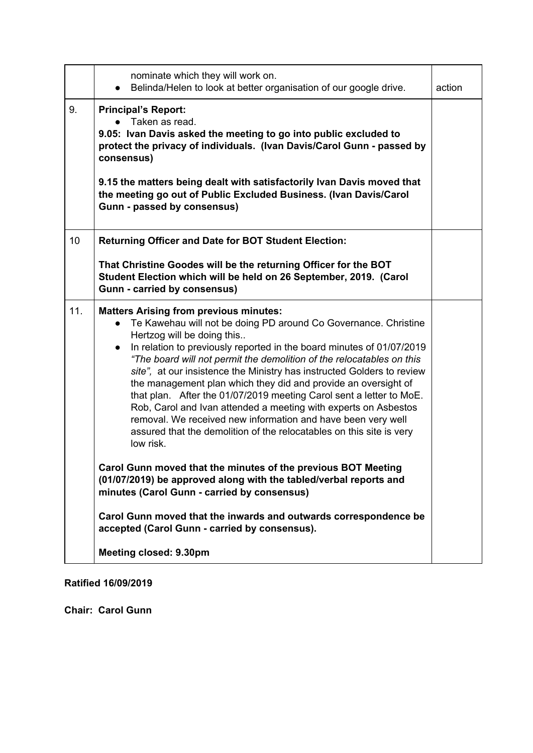| | | |
|---|---|---|
| | nominate which they will work on.<br>• Belinda/Helen to look at better organisation of our google drive. | action |
| 9. | **Principal's Report:**<br>• Taken as read.<br>**9.05: Ivan Davis asked the meeting to go into public excluded to protect the privacy of individuals. (Ivan Davis/Carol Gunn - passed by consensus)**<br><br>**9.15 the matters being dealt with satisfactorily Ivan Davis moved that the meeting go out of Public Excluded Business. (Ivan Davis/Carol Gunn - passed by consensus)** | |
| 10 | **Returning Officer and Date for BOT Student Election:**<br><br>**That Christine Goodes will be the returning Officer for the BOT Student Election which will be held on 26 September, 2019. (Carol Gunn - carried by consensus)** | |
| 11. | **Matters Arising from previous minutes:**<br>• Te Kawehau will not be doing PD around Co Governance. Christine Hertzog will be doing this..<br>• In relation to previously reported in the board minutes of 01/07/2019 *"The board will not permit the demolition of the relocatables on this site",* at our insistence the Ministry has instructed Golders to review the management plan which they did and provide an oversight of that plan. After the 01/07/2019 meeting Carol sent a letter to MoE. Rob, Carol and Ivan attended a meeting with experts on Asbestos removal. We received new information and have been very well assured that the demolition of the relocatables on this site is very low risk.<br><br>**Carol Gunn moved that the minutes of the previous BOT Meeting (01/07/2019) be approved along with the tabled/verbal reports and minutes (Carol Gunn - carried by consensus)**<br><br>**Carol Gunn moved that the inwards and outwards correspondence be accepted (Carol Gunn - carried by consensus).**<br><br>**Meeting closed: 9.30pm** | |

**Ratified 16/09/2019**

**Chair: Carol Gunn**